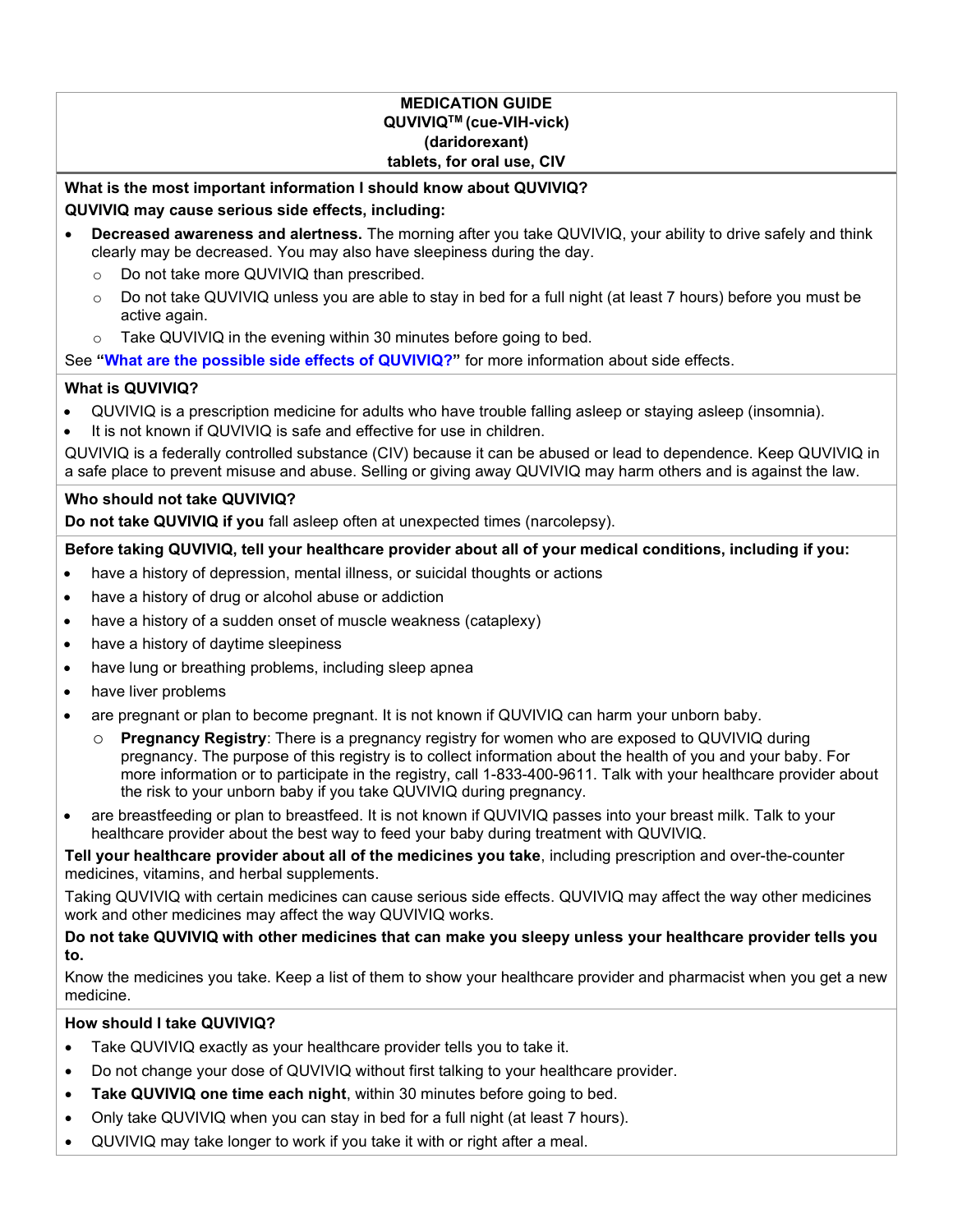# MEDICATION GUIDE
## QUVIVIQ[TM] (cue-VIH-vick)
## (daridorexant)
## tablets, for oral use, CIV

**What is the most important information I should know about QUVIVIQ?**

**QUVIVIQ may cause serious side effects, including:**

- **Decreased awareness and alertness.** The morning after you take QUVIVIQ, your ability to drive safely and think clearly may be decreased. You may also have sleepiness during the day.
  - Do not take more QUVIVIQ than prescribed.
  - Do not take QUVIVIQ unless you are able to stay in bed for a full night (at least 7 hours) before you must be active again.
  - Take QUVIVIQ in the evening within 30 minutes before going to bed.

See **"What are the possible side effects of QUVIVIQ?"** for more information about side effects.

**What is QUVIVIQ?**

- QUVIVIQ is a prescription medicine for adults who have trouble falling asleep or staying asleep (insomnia).
- It is not known if QUVIVIQ is safe and effective for use in children.

QUVIVIQ is a federally controlled substance (CIV) because it can be abused or lead to dependence. Keep QUVIVIQ in a safe place to prevent misuse and abuse. Selling or giving away QUVIVIQ may harm others and is against the law.

**Who should not take QUVIVIQ?**

**Do not take QUVIVIQ if you** fall asleep often at unexpected times (narcolepsy).

**Before taking QUVIVIQ, tell your healthcare provider about all of your medical conditions, including if you:**

- have a history of depression, mental illness, or suicidal thoughts or actions
- have a history of drug or alcohol abuse or addiction
- have a history of a sudden onset of muscle weakness (cataplexy)
- have a history of daytime sleepiness
- have lung or breathing problems, including sleep apnea
- have liver problems
- are pregnant or plan to become pregnant. It is not known if QUVIVIQ can harm your unborn baby.
  - **Pregnancy Registry**: There is a pregnancy registry for women who are exposed to QUVIVIQ during pregnancy. The purpose of this registry is to collect information about the health of you and your baby. For more information or to participate in the registry, call 1-833-400-9611. Talk with your healthcare provider about the risk to your unborn baby if you take QUVIVIQ during pregnancy.
- are breastfeeding or plan to breastfeed. It is not known if QUVIVIQ passes into your breast milk. Talk to your healthcare provider about the best way to feed your baby during treatment with QUVIVIQ.

**Tell your healthcare provider about all of the medicines you take**, including prescription and over-the-counter medicines, vitamins, and herbal supplements.

Taking QUVIVIQ with certain medicines can cause serious side effects. QUVIVIQ may affect the way other medicines work and other medicines may affect the way QUVIVIQ works.

**Do not take QUVIVIQ with other medicines that can make you sleepy unless your healthcare provider tells you to.**

Know the medicines you take. Keep a list of them to show your healthcare provider and pharmacist when you get a new medicine.

**How should I take QUVIVIQ?**

- Take QUVIVIQ exactly as your healthcare provider tells you to take it.
- Do not change your dose of QUVIVIQ without first talking to your healthcare provider.
- **Take QUVIVIQ one time each night**, within 30 minutes before going to bed.
- Only take QUVIVIQ when you can stay in bed for a full night (at least 7 hours).
- QUVIVIQ may take longer to work if you take it with or right after a meal.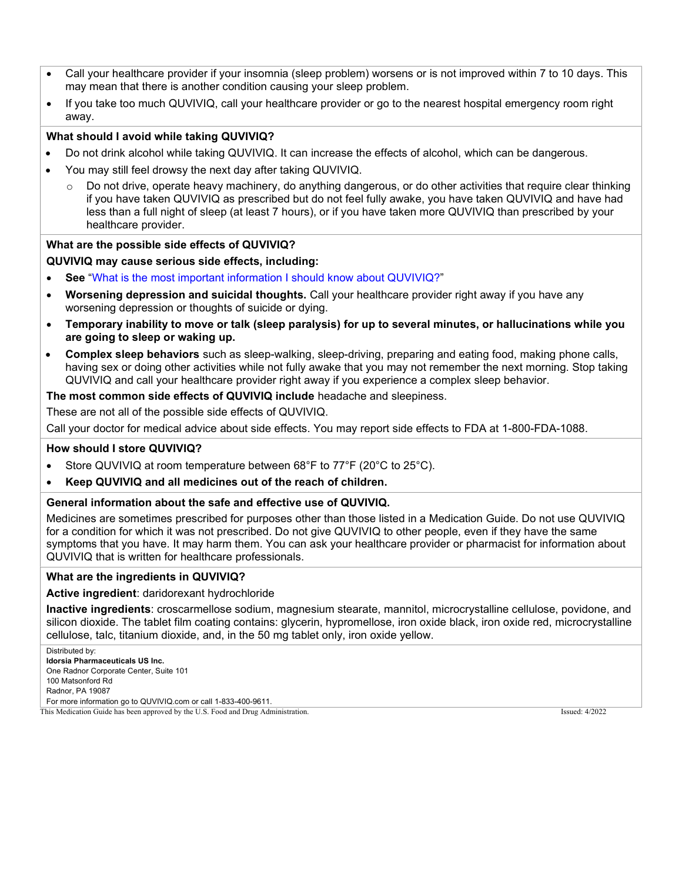- Call your healthcare provider if your insomnia (sleep problem) worsens or is not improved within 7 to 10 days. This may mean that there is another condition causing your sleep problem.
- If you take too much QUVIVIQ, call your healthcare provider or go to the nearest hospital emergency room right away.

**What should I avoid while taking QUVIVIQ?**

- Do not drink alcohol while taking QUVIVIQ. It can increase the effects of alcohol, which can be dangerous.
- You may still feel drowsy the next day after taking QUVIVIQ.
  - Do not drive, operate heavy machinery, do anything dangerous, or do other activities that require clear thinking if you have taken QUVIVIQ as prescribed but do not feel fully awake, you have taken QUVIVIQ and have had less than a full night of sleep (at least 7 hours), or if you have taken more QUVIVIQ than prescribed by your healthcare provider.

**What are the possible side effects of QUVIVIQ?**

**QUVIVIQ may cause serious side effects, including:**

- **See** "What is the most important information I should know about QUVIVIQ?"
- **Worsening depression and suicidal thoughts.** Call your healthcare provider right away if you have any worsening depression or thoughts of suicide or dying.
- **Temporary inability to move or talk (sleep paralysis) for up to several minutes, or hallucinations while you are going to sleep or waking up.**
- **Complex sleep behaviors** such as sleep-walking, sleep-driving, preparing and eating food, making phone calls, having sex or doing other activities while not fully awake that you may not remember the next morning. Stop taking QUVIVIQ and call your healthcare provider right away if you experience a complex sleep behavior.

**The most common side effects of QUVIVIQ include** headache and sleepiness.

These are not all of the possible side effects of QUVIVIQ.

Call your doctor for medical advice about side effects. You may report side effects to FDA at 1-800-FDA-1088.

**How should I store QUVIVIQ?**

- Store QUVIVIQ at room temperature between 68°F to 77°F (20°C to 25°C).
- **Keep QUVIVIQ and all medicines out of the reach of children.**

**General information about the safe and effective use of QUVIVIQ.**

Medicines are sometimes prescribed for purposes other than those listed in a Medication Guide. Do not use QUVIVIQ for a condition for which it was not prescribed. Do not give QUVIVIQ to other people, even if they have the same symptoms that you have. It may harm them. You can ask your healthcare provider or pharmacist for information about QUVIVIQ that is written for healthcare professionals.

**What are the ingredients in QUVIVIQ?**

**Active ingredient**: daridorexant hydrochloride

**Inactive ingredients**: croscarmellose sodium, magnesium stearate, mannitol, microcrystalline cellulose, povidone, and silicon dioxide. The tablet film coating contains: glycerin, hypromellose, iron oxide black, iron oxide red, microcrystalline cellulose, talc, titanium dioxide, and, in the 50 mg tablet only, iron oxide yellow.

Distributed by:
**Idorsia Pharmaceuticals US Inc.**
One Radnor Corporate Center, Suite 101
100 Matsonford Rd
Radnor, PA 19087
For more information go to QUVIVIQ.com or call 1-833-400-9611.

This Medication Guide has been approved by the U.S. Food and Drug Administration. Issued: 4/2022